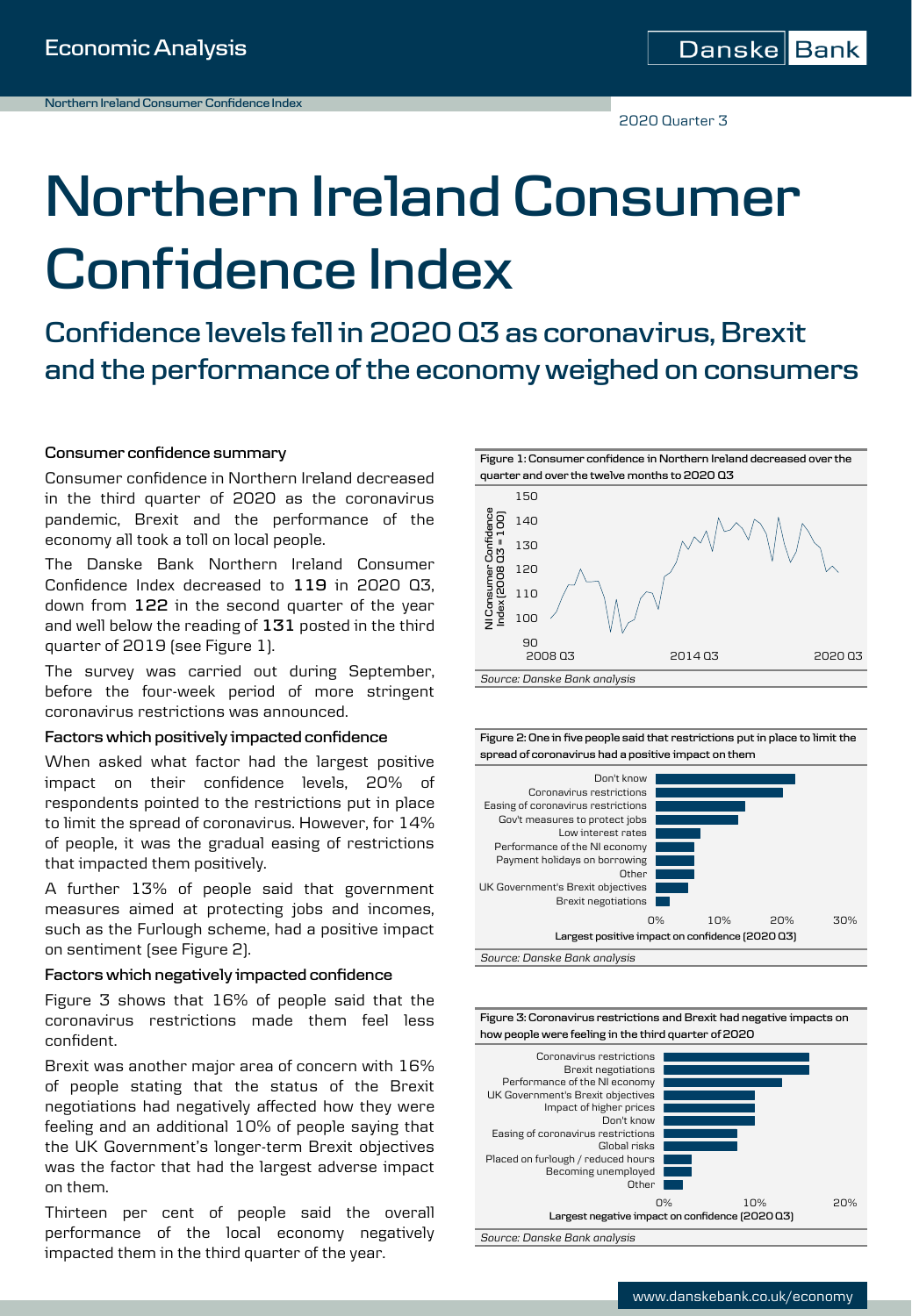Northern Ireland Consumer Confidence Index

2020 Quarter 3

# Northern Ireland Consumer Confidence Index

## Confidence levels fell in 2020 Q3 as coronavirus, Brexit and the performance of the economy weighed on consumers

### Consumer confidence summary

Consumer confidence in Northern Ireland decreased in the third quarter of 2020 as the coronavirus pandemic, Brexit and the performance of the economy all took a toll on local people.

The Danske Bank Northern Ireland Consumer Confidence Index decreased to **119** in 2020 Q3, down from **122** in the second quarter of the year and well below the reading of **131** posted in the third quarter of 2019 (see Figure 1).

The survey was carried out during September, before the four-week period of more stringent coronavirus restrictions was announced.

### Factors which positively impacted confidence

When asked what factor had the largest positive impact on their confidence levels, 20% of respondents pointed to the restrictions put in place to limit the spread of coronavirus. However, for 14% of people, it was the gradual easing of restrictions that impacted them positively.

A further 13% of people said that government measures aimed at protecting jobs and incomes, such as the Furlough scheme, had a positive impact on sentiment (see Figure 2).

### Factors which negatively impacted confidence

Figure 3 shows that 16% of people said that the coronavirus restrictions made them feel less confident.

Brexit was another major area of concern with 16% of people stating that the status of the Brexit negotiations had negatively affected how they were feeling and an additional 10% of people saying that the UK Government's longer-term Brexit objectives was the factor that had the largest adverse impact on them.

Thirteen per cent of people said the overall performance of the local economy negatively impacted them in the third quarter of the year.

**Figure 1: Consumer confidence in Northern Ireland decreased over the quarter and over the twelve months to 2020 Q3**

*Source: Danske Bank analysis*

**Figure 2: One in five people said that restrictions put in place to limit the spread of coronavirus had a positive impact on them**

*Source: Danske Bank analysis*

**Figure 3: Coronavirus restrictions and Brexit had negative impacts on how people were feeling in the third quarter of 2020**

*Source: Danske Bank analysis*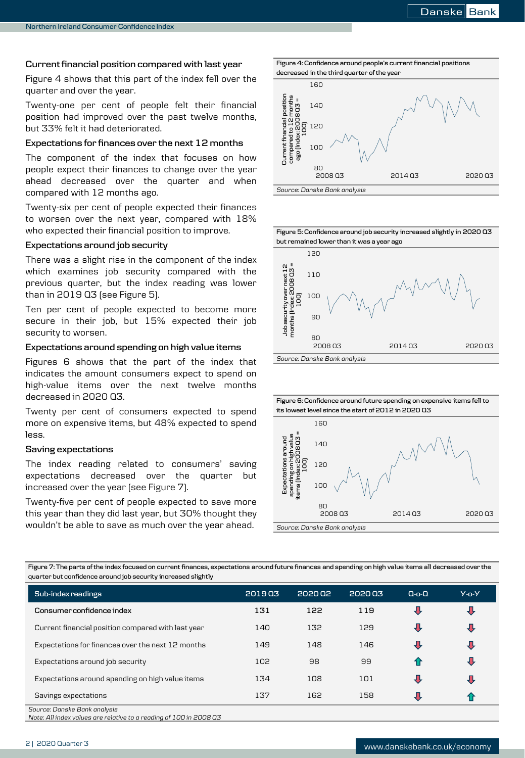### Current financial position compared with last year

Figure 4 shows that this part of the index fell over the quarter and over the year.

Twenty-one per cent of people felt their financial position had improved over the past twelve months, but 33% felt it had deteriorated.

### Expectations for finances over the next 12 months

The component of the index that focuses on how people expect their finances to change over the year ahead decreased over the quarter and when compared with 12 months ago.

Twenty-six per cent of people expected their finances to worsen over the next year, compared with 18% who expected their financial position to improve.

### Expectations around job security

There was a slight rise in the component of the index which examines job security compared with the previous quarter, but the index reading was lower than in 2019 Q3 (see Figure 5).

Ten per cent of people expected to become more secure in their job, but 15% expected their job security to worsen.

### Expectations around spending on high value items

Figures 6 shows that the part of the index that indicates the amount consumers expect to spend on high-value items over the next twelve months decreased in 2020 Q3.

Twenty per cent of consumers expected to spend more on expensive items, but 48% expected to spend less.

### Saving expectations

The index reading related to consumers' saving expectations decreased over the quarter but increased over the year (see Figure 7).

Twenty-five per cent of people expected to save more this year than they did last year, but 30% thought they wouldn't be able to save as much over the year ahead.

**Figure 4: Confidence around people's current financial positions decreased in the third quarter of the year**

*Source: Danske Bank analysis*

**Figure 5: Confidence around job security increased slightly in 2020 Q3 but remained lower than it was a year ago**

*Source: Danske Bank analysis*

**Figure 6: Confidence around future spending on expensive items fell to its lowest level since the start of 2012 in 2020 Q3**

*Source: Danske Bank analysis*

**Figure 7: The parts of the index focused on current finances, expectations around future finances and spending on high value items all decreased over the quarter but confidence around job security increased slightly**

| Sub-index readings | 2019 Q3 | 2020 Q2 | 2020 Q3 | Q-o-Q | Y-o-Y |
|---|---|---|---|---|---|
| **Consumer confidence index** | **131** | **122** | **119** | ↓ | ↓ |
| Current financial position compared with last year | 140 | 132 | 129 | ↓ | ↓ |
| Expectations for finances over the next 12 months | 149 | 148 | 146 | ↓ | ↓ |
| Expectations around job security | 102 | 98 | 99 | ↑ | ↓ |
| Expectations around spending on high value items | 134 | 108 | 101 | ↓ | ↓ |
| Savings expectations | 137 | 162 | 158 | ↓ | ↑ |

*Source: Danske Bank analysis*
*Note: All index values are relative to a reading of 100 in 2008 Q3*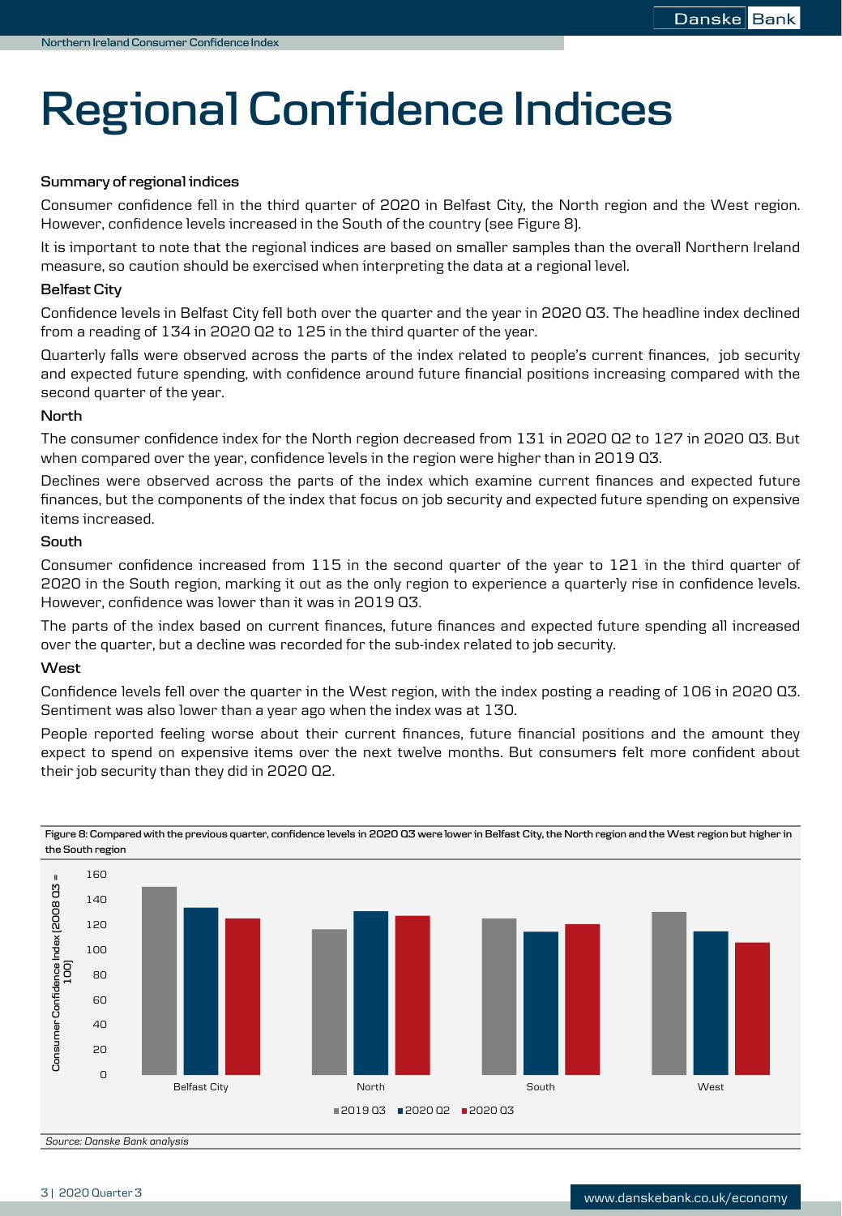# Regional Confidence Indices

**Summary of regional indices**

Consumer confidence fell in the third quarter of 2020 in Belfast City, the North region and the West region. However, confidence levels increased in the South of the country (see Figure 8).

It is important to note that the regional indices are based on smaller samples than the overall Northern Ireland measure, so caution should be exercised when interpreting the data at a regional level.

**Belfast City**

Confidence levels in Belfast City fell both over the quarter and the year in 2020 Q3. The headline index declined from a reading of 134 in 2020 Q2 to 125 in the third quarter of the year.

Quarterly falls were observed across the parts of the index related to people's current finances, job security and expected future spending, with confidence around future financial positions increasing compared with the second quarter of the year.

**North**

The consumer confidence index for the North region decreased from 131 in 2020 Q2 to 127 in 2020 Q3. But when compared over the year, confidence levels in the region were higher than in 2019 Q3.

Declines were observed across the parts of the index which examine current finances and expected future finances, but the components of the index that focus on job security and expected future spending on expensive items increased.

**South**

Consumer confidence increased from 115 in the second quarter of the year to 121 in the third quarter of 2020 in the South region, marking it out as the only region to experience a quarterly rise in confidence levels. However, confidence was lower than it was in 2019 Q3.

The parts of the index based on current finances, future finances and expected future spending all increased over the quarter, but a decline was recorded for the sub-index related to job security.

**West**

Confidence levels fell over the quarter in the West region, with the index posting a reading of 106 in 2020 Q3. Sentiment was also lower than a year ago when the index was at 130.

People reported feeling worse about their current finances, future financial positions and the amount they expect to spend on expensive items over the next twelve months. But consumers felt more confident about their job security than they did in 2020 Q2.

**Figure 8: Compared with the previous quarter, confidence levels in 2020 Q3 were lower in Belfast City, the North region and the West region but higher in the South region**

| Consumer Confidence Index (2008 Q3 = 100) | 2019 Q3 | 2020 Q2 | 2020 Q3 |
|---|---|---|---|
| Belfast City | ~150 | 134 | 125 |
| North | ~117 | 131 | 127 |
| South | ~125 | 115 | 121 |
| West | 130 | ~115 | 106 |

*Source: Danske Bank analysis*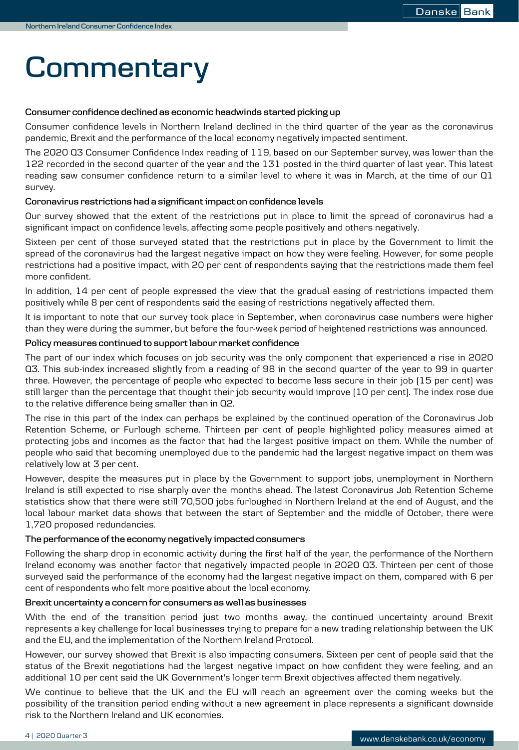# Commentary

### Consumer confidence declined as economic headwinds started picking up

Consumer confidence levels in Northern Ireland declined in the third quarter of the year as the coronavirus pandemic, Brexit and the performance of the local economy negatively impacted sentiment.

The 2020 Q3 Consumer Confidence Index reading of 119, based on our September survey, was lower than the 122 recorded in the second quarter of the year and the 131 posted in the third quarter of last year. This latest reading saw consumer confidence return to a similar level to where it was in March, at the time of our Q1 survey.

### Coronavirus restrictions had a significant impact on confidence levels

Our survey showed that the extent of the restrictions put in place to limit the spread of coronavirus had a significant impact on confidence levels, affecting some people positively and others negatively.

Sixteen per cent of those surveyed stated that the restrictions put in place by the Government to limit the spread of the coronavirus had the largest negative impact on how they were feeling. However, for some people restrictions had a positive impact, with 20 per cent of respondents saying that the restrictions made them feel more confident.

In addition, 14 per cent of people expressed the view that the gradual easing of restrictions impacted them positively while 8 per cent of respondents said the easing of restrictions negatively affected them.

It is important to note that our survey took place in September, when coronavirus case numbers were higher than they were during the summer, but before the four-week period of heightened restrictions was announced.

### Policy measures continued to support labour market confidence

The part of our index which focuses on job security was the only component that experienced a rise in 2020 Q3. This sub-index increased slightly from a reading of 98 in the second quarter of the year to 99 in quarter three. However, the percentage of people who expected to become less secure in their job (15 per cent) was still larger than the percentage that thought their job security would improve (10 per cent). The index rose due to the relative difference being smaller than in Q2.

The rise in this part of the index can perhaps be explained by the continued operation of the Coronavirus Job Retention Scheme, or Furlough scheme. Thirteen per cent of people highlighted policy measures aimed at protecting jobs and incomes as the factor that had the largest positive impact on them. While the number of people who said that becoming unemployed due to the pandemic had the largest negative impact on them was relatively low at 3 per cent.

However, despite the measures put in place by the Government to support jobs, unemployment in Northern Ireland is still expected to rise sharply over the months ahead. The latest Coronavirus Job Retention Scheme statistics show that there were still 70,500 jobs furloughed in Northern Ireland at the end of August, and the local labour market data shows that between the start of September and the middle of October, there were 1,720 proposed redundancies.

### The performance of the economy negatively impacted consumers

Following the sharp drop in economic activity during the first half of the year, the performance of the Northern Ireland economy was another factor that negatively impacted people in 2020 Q3. Thirteen per cent of those surveyed said the performance of the economy had the largest negative impact on them, compared with 6 per cent of respondents who felt more positive about the local economy.

### Brexit uncertainty a concern for consumers as well as businesses

With the end of the transition period just two months away, the continued uncertainty around Brexit represents a key challenge for local businesses trying to prepare for a new trading relationship between the UK and the EU, and the implementation of the Northern Ireland Protocol.

However, our survey showed that Brexit is also impacting consumers. Sixteen per cent of people said that the status of the Brexit negotiations had the largest negative impact on how confident they were feeling, and an additional 10 per cent said the UK Government's longer term Brexit objectives affected them negatively.

We continue to believe that the UK and the EU will reach an agreement over the coming weeks but the possibility of the transition period ending without a new agreement in place represents a significant downside risk to the Northern Ireland and UK economies.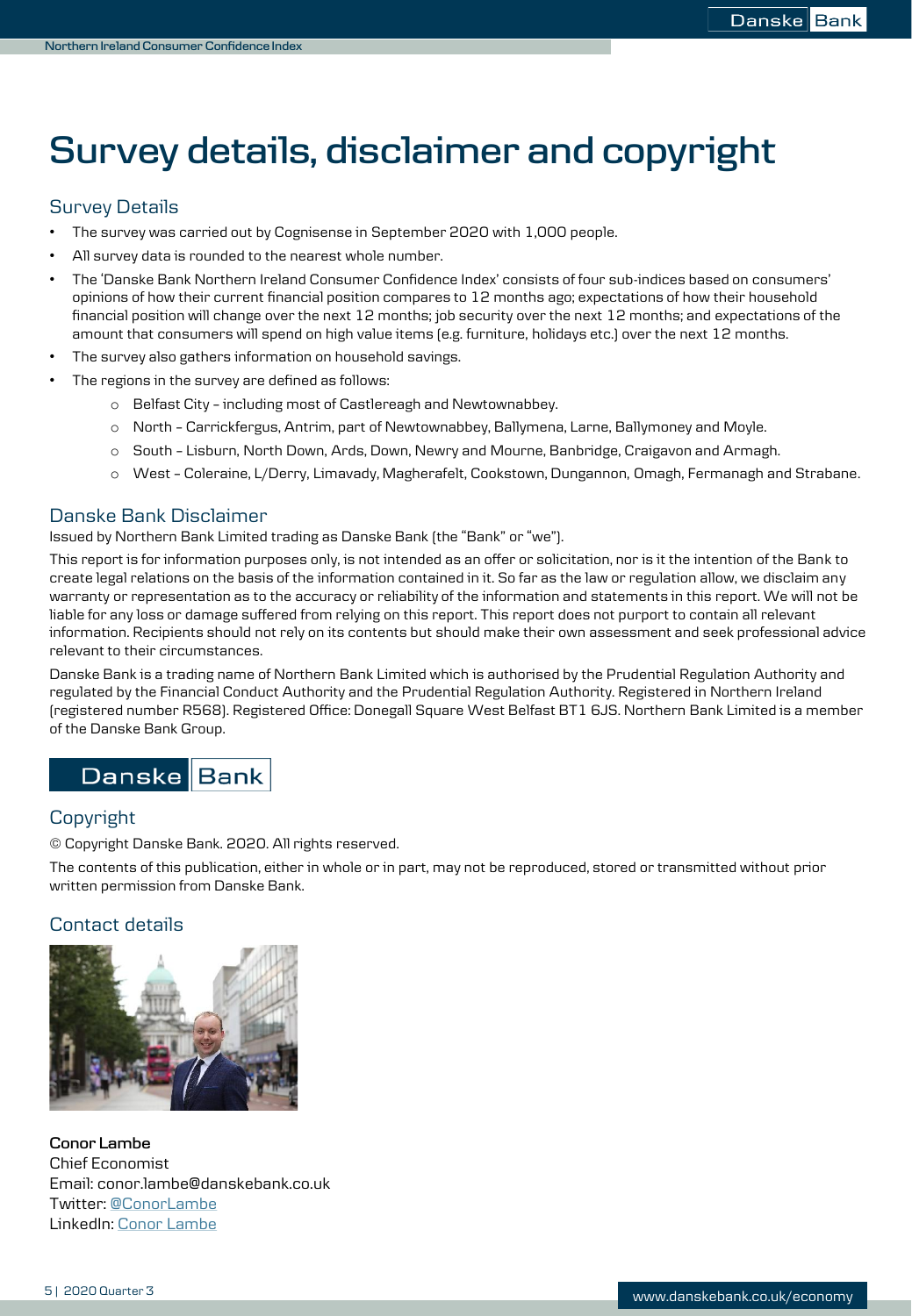# Survey details, disclaimer and copyright

## Survey Details

- The survey was carried out by Cognisense in September 2020 with 1,000 people.
- All survey data is rounded to the nearest whole number.
- The 'Danske Bank Northern Ireland Consumer Confidence Index' consists of four sub-indices based on consumers' opinions of how their current financial position compares to 12 months ago; expectations of how their household financial position will change over the next 12 months; job security over the next 12 months; and expectations of the amount that consumers will spend on high value items (e.g. furniture, holidays etc.) over the next 12 months.
- The survey also gathers information on household savings.
- The regions in the survey are defined as follows:
  - Belfast City – including most of Castlereagh and Newtownabbey.
  - North – Carrickfergus, Antrim, part of Newtownabbey, Ballymena, Larne, Ballymoney and Moyle.
  - South – Lisburn, North Down, Ards, Down, Newry and Mourne, Banbridge, Craigavon and Armagh.
  - West – Coleraine, L/Derry, Limavady, Magherafelt, Cookstown, Dungannon, Omagh, Fermanagh and Strabane.

## Danske Bank Disclaimer

Issued by Northern Bank Limited trading as Danske Bank (the "Bank" or "we").

This report is for information purposes only, is not intended as an offer or solicitation, nor is it the intention of the Bank to create legal relations on the basis of the information contained in it. So far as the law or regulation allow, we disclaim any warranty or representation as to the accuracy or reliability of the information and statements in this report. We will not be liable for any loss or damage suffered from relying on this report. This report does not purport to contain all relevant information. Recipients should not rely on its contents but should make their own assessment and seek professional advice relevant to their circumstances.

Danske Bank is a trading name of Northern Bank Limited which is authorised by the Prudential Regulation Authority and regulated by the Financial Conduct Authority and the Prudential Regulation Authority. Registered in Northern Ireland (registered number R568). Registered Office: Donegall Square West Belfast BT1 6JS. Northern Bank Limited is a member of the Danske Bank Group.

Danske Bank

## Copyright

© Copyright Danske Bank. 2020. All rights reserved.

The contents of this publication, either in whole or in part, may not be reproduced, stored or transmitted without prior written permission from Danske Bank.

## Contact details

**Conor Lambe**
Chief Economist
Email: conor.lambe@danskebank.co.uk
Twitter: @ConorLambe
LinkedIn: Conor Lambe